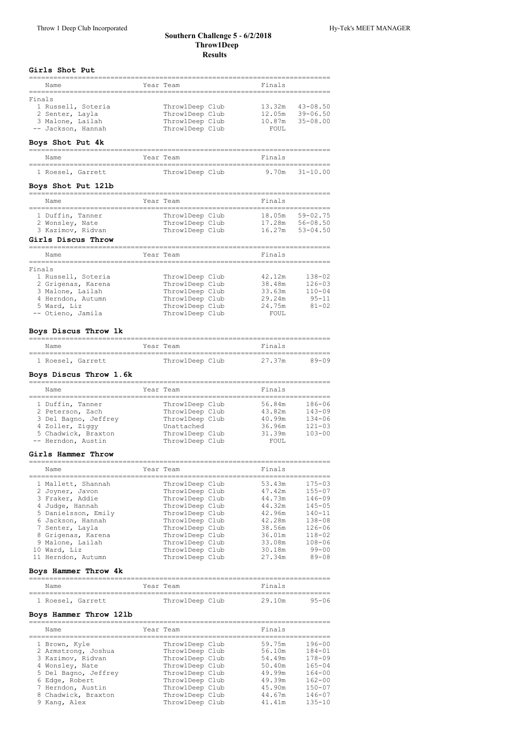# Southern Challenge 5 - 6/2/2018
## Throw1Deep
## Results

### Girls Shot Put

| Name | Year | Team | Finals | |
|---|---|---|---|---|
| **Finals** | | | | |
| 1 Russell, Soteria | | Throw1Deep Club | 13.32m | 43-08.50 |
| 2 Senter, Layla | | Throw1Deep Club | 12.05m | 39-06.50 |
| 3 Malone, Lailah | | Throw1Deep Club | 10.87m | 35-08.00 |
| -- Jackson, Hannah | | Throw1Deep Club | FOUL | |

### Boys Shot Put 4k

| Name | Year | Team | Finals | |
|---|---|---|---|---|
| 1 Roesel, Garrett | | Throw1Deep Club | 9.70m | 31-10.00 |

### Boys Shot Put 12lb

| Name | Year | Team | Finals | |
|---|---|---|---|---|
| 1 Duffin, Tanner | | Throw1Deep Club | 18.05m | 59-02.75 |
| 2 Wonsley, Nate | | Throw1Deep Club | 17.28m | 56-08.50 |
| 3 Kazimov, Ridvan | | Throw1Deep Club | 16.27m | 53-04.50 |

### Girls Discus Throw

| Name | Year | Team | Finals | |
|---|---|---|---|---|
| **Finals** | | | | |
| 1 Russell, Soteria | | Throw1Deep Club | 42.12m | 138-02 |
| 2 Grigenas, Karena | | Throw1Deep Club | 38.48m | 126-03 |
| 3 Malone, Lailah | | Throw1Deep Club | 33.63m | 110-04 |
| 4 Herndon, Autumn | | Throw1Deep Club | 29.24m | 95-11 |
| 5 Ward, Liz | | Throw1Deep Club | 24.75m | 81-02 |
| -- Otieno, Jamila | | Throw1Deep Club | FOUL | |

### Boys Discus Throw 1k

| Name | Year | Team | Finals | |
|---|---|---|---|---|
| 1 Roesel, Garrett | | Throw1Deep Club | 27.37m | 89-09 |

### Boys Discus Throw 1.6k

| Name | Year | Team | Finals | |
|---|---|---|---|---|
| 1 Duffin, Tanner | | Throw1Deep Club | 56.84m | 186-06 |
| 2 Peterson, Zach | | Throw1Deep Club | 43.82m | 143-09 |
| 3 Del Bagno, Jeffrey | | Throw1Deep Club | 40.99m | 134-06 |
| 4 Zoller, Ziggy | | Unattached | 36.96m | 121-03 |
| 5 Chadwick, Braxton | | Throw1Deep Club | 31.39m | 103-00 |
| -- Herndon, Austin | | Throw1Deep Club | FOUL | |

### Girls Hammer Throw

| Name | Year | Team | Finals | |
|---|---|---|---|---|
| 1 Mallett, Shannah | | Throw1Deep Club | 53.43m | 175-03 |
| 2 Joyner, Javon | | Throw1Deep Club | 47.42m | 155-07 |
| 3 Fraker, Addie | | Throw1Deep Club | 44.73m | 146-09 |
| 4 Judge, Hannah | | Throw1Deep Club | 44.32m | 145-05 |
| 5 Danielsson, Emily | | Throw1Deep Club | 42.96m | 140-11 |
| 6 Jackson, Hannah | | Throw1Deep Club | 42.28m | 138-08 |
| 7 Senter, Layla | | Throw1Deep Club | 38.56m | 126-06 |
| 8 Grigenas, Karena | | Throw1Deep Club | 36.01m | 118-02 |
| 9 Malone, Lailah | | Throw1Deep Club | 33.08m | 108-06 |
| 10 Ward, Liz | | Throw1Deep Club | 30.18m | 99-00 |
| 11 Herndon, Autumn | | Throw1Deep Club | 27.34m | 89-08 |

### Boys Hammer Throw 4k

| Name | Year | Team | Finals | |
|---|---|---|---|---|
| 1 Roesel, Garrett | | Throw1Deep Club | 29.10m | 95-06 |

### Boys Hammer Throw 12lb

| Name | Year | Team | Finals | |
|---|---|---|---|---|
| 1 Brown, Kyle | | Throw1Deep Club | 59.75m | 196-00 |
| 2 Armstrong, Joshua | | Throw1Deep Club | 56.10m | 184-01 |
| 3 Kazimov, Ridvan | | Throw1Deep Club | 54.49m | 178-09 |
| 4 Wonsley, Nate | | Throw1Deep Club | 50.40m | 165-04 |
| 5 Del Bagno, Jeffrey | | Throw1Deep Club | 49.99m | 164-00 |
| 6 Edge, Robert | | Throw1Deep Club | 49.39m | 162-00 |
| 7 Herndon, Austin | | Throw1Deep Club | 45.90m | 150-07 |
| 8 Chadwick, Braxton | | Throw1Deep Club | 44.67m | 146-07 |
| 9 Kang, Alex | | Throw1Deep Club | 41.41m | 135-10 |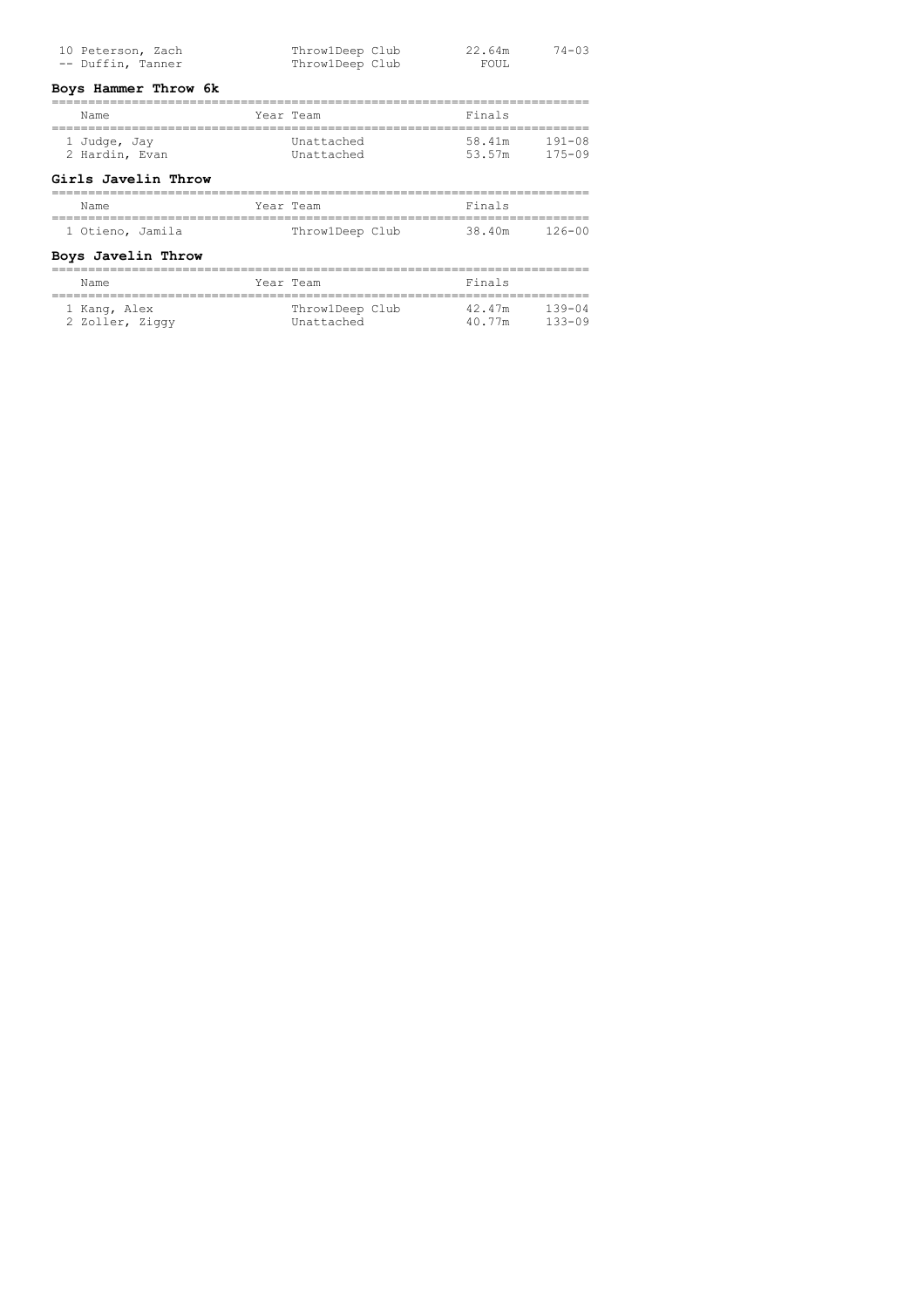| | | | | |
|---|---|---|---|---|
| 10 | Peterson, Zach | Throw1Deep Club | 22.64m | 74-03 |
| -- | Duffin, Tanner | Throw1Deep Club | FOUL | |

### Boys Hammer Throw 6k

| | Name | Year Team | Finals | |
|---|---|---|---|---|
| 1 | Judge, Jay | Unattached | 58.41m | 191-08 |
| 2 | Hardin, Evan | Unattached | 53.57m | 175-09 |

### Girls Javelin Throw

| | Name | Year Team | Finals | |
|---|---|---|---|---|
| 1 | Otieno, Jamila | Throw1Deep Club | 38.40m | 126-00 |

### Boys Javelin Throw

| | Name | Year Team | Finals | |
|---|---|---|---|---|
| 1 | Kang, Alex | Throw1Deep Club | 42.47m | 139-04 |
| 2 | Zoller, Ziggy | Unattached | 40.77m | 133-09 |